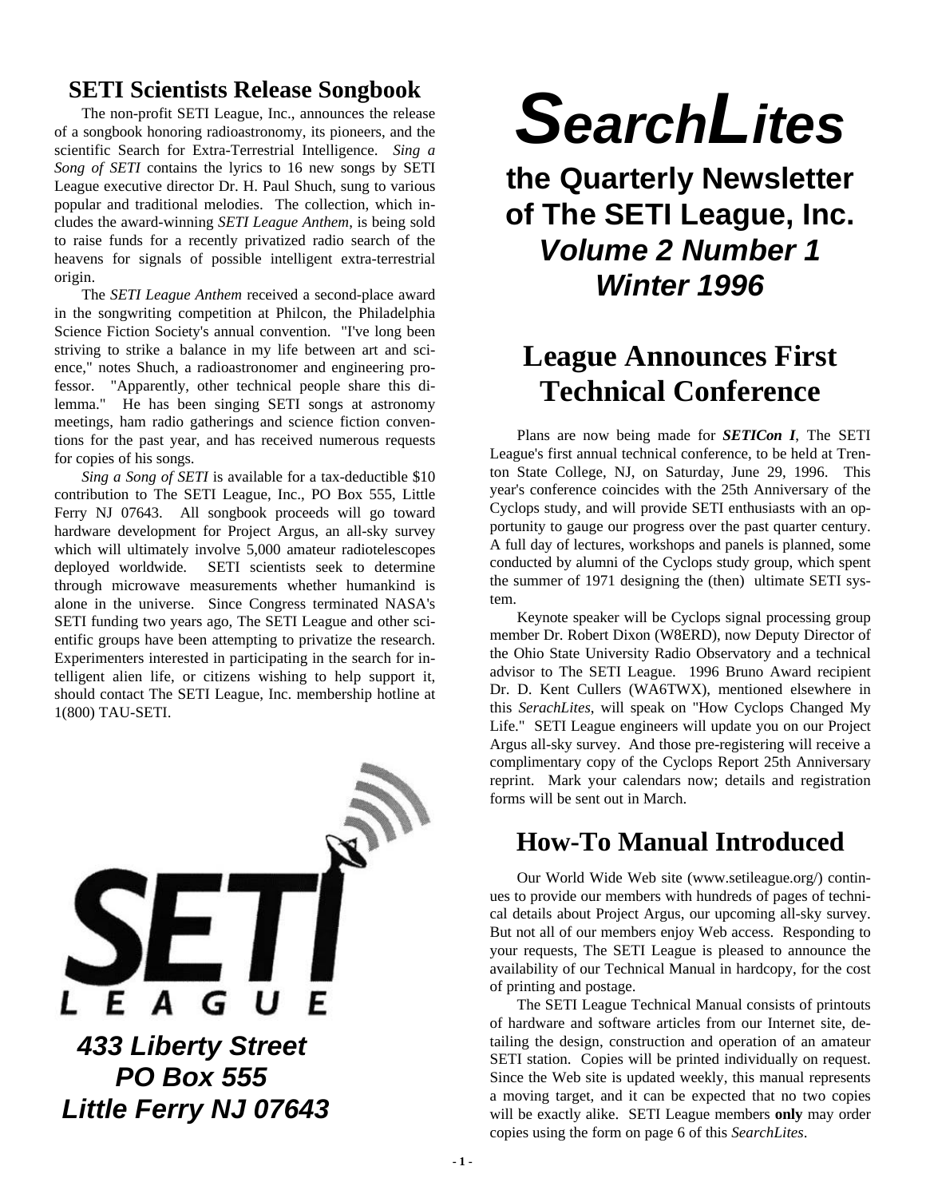# SearchLites

## the Quarterly Newsletter of The SETI League, Inc.

### *Volume 2 Number 1*
### *Winter 1996*

## SETI Scientists Release Songbook

The non-profit SETI League, Inc., announces the release of a songbook honoring radioastronomy, its pioneers, and the scientific Search for Extra-Terrestrial Intelligence. *Sing a Song of SETI* contains the lyrics to 16 new songs by SETI League executive director Dr. H. Paul Shuch, sung to various popular and traditional melodies. The collection, which includes the award-winning *SETI League Anthem*, is being sold to raise funds for a recently privatized radio search of the heavens for signals of possible intelligent extra-terrestrial origin.

The *SETI League Anthem* received a second-place award in the songwriting competition at Philcon, the Philadelphia Science Fiction Society's annual convention. "I've long been striving to strike a balance in my life between art and science," notes Shuch, a radioastronomer and engineering professor. "Apparently, other technical people share this dilemma." He has been singing SETI songs at astronomy meetings, ham radio gatherings and science fiction conventions for the past year, and has received numerous requests for copies of his songs.

*Sing a Song of SETI* is available for a tax-deductible $10 contribution to The SETI League, Inc., PO Box 555, Little Ferry NJ 07643. All songbook proceeds will go toward hardware development for Project Argus, an all-sky survey which will ultimately involve 5,000 amateur radiotelescopes deployed worldwide. SETI scientists seek to determine through microwave measurements whether humankind is alone in the universe. Since Congress terminated NASA's SETI funding two years ago, The SETI League and other scientific groups have been attempting to privatize the research. Experimenters interested in participating in the search for intelligent alien life, or citizens wishing to help support it, should contact The SETI League, Inc. membership hotline at 1(800) TAU-SETI.

**SETI LEAGUE**

***433 Liberty Street***
***PO Box 555***
***Little Ferry NJ 07643***

## League Announces First Technical Conference

Plans are now being made for ***SETICon I***, The SETI League's first annual technical conference, to be held at Trenton State College, NJ, on Saturday, June 29, 1996. This year's conference coincides with the 25th Anniversary of the Cyclops study, and will provide SETI enthusiasts with an opportunity to gauge our progress over the past quarter century. A full day of lectures, workshops and panels is planned, some conducted by alumni of the Cyclops study group, which spent the summer of 1971 designing the (then) ultimate SETI system.

Keynote speaker will be Cyclops signal processing group member Dr. Robert Dixon (W8ERD), now Deputy Director of the Ohio State University Radio Observatory and a technical advisor to The SETI League. 1996 Bruno Award recipient Dr. D. Kent Cullers (WA6TWX), mentioned elsewhere in this *SerachLites*, will speak on "How Cyclops Changed My Life." SETI League engineers will update you on our Project Argus all-sky survey. And those pre-registering will receive a complimentary copy of the Cyclops Report 25th Anniversary reprint. Mark your calendars now; details and registration forms will be sent out in March.

## How-To Manual Introduced

Our World Wide Web site (www.setileague.org/) continues to provide our members with hundreds of pages of technical details about Project Argus, our upcoming all-sky survey. But not all of our members enjoy Web access. Responding to your requests, The SETI League is pleased to announce the availability of our Technical Manual in hardcopy, for the cost of printing and postage.

The SETI League Technical Manual consists of printouts of hardware and software articles from our Internet site, detailing the design, construction and operation of an amateur SETI station. Copies will be printed individually on request. Since the Web site is updated weekly, this manual represents a moving target, and it can be expected that no two copies will be exactly alike. SETI League members **only** may order copies using the form on page 6 of this *SearchLites*.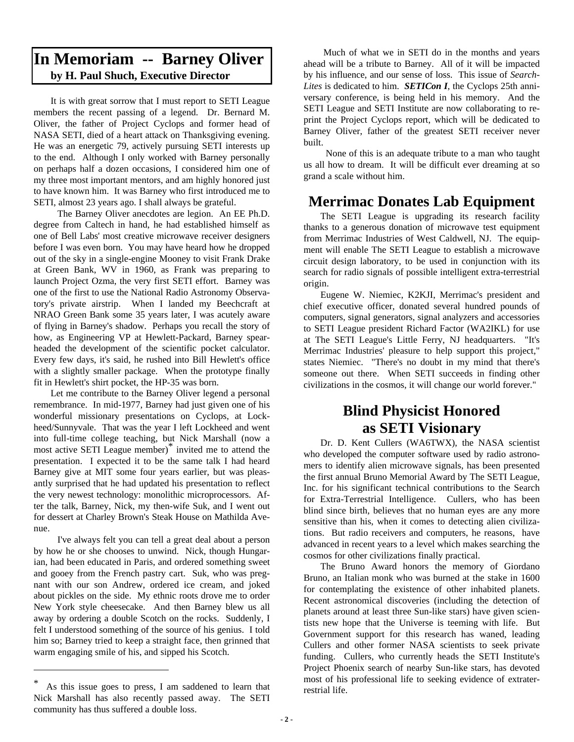## In Memoriam -- Barney Oliver

**by H. Paul Shuch, Executive Director**

It is with great sorrow that I must report to SETI League members the recent passing of a legend. Dr. Bernard M. Oliver, the father of Project Cyclops and former head of NASA SETI, died of a heart attack on Thanksgiving evening. He was an energetic 79, actively pursuing SETI interests up to the end. Although I only worked with Barney personally on perhaps half a dozen occasions, I considered him one of my three most important mentors, and am highly honored just to have known him. It was Barney who first introduced me to SETI, almost 23 years ago. I shall always be grateful.

The Barney Oliver anecdotes are legion. An EE Ph.D. degree from Caltech in hand, he had established himself as one of Bell Labs' most creative microwave receiver designers before I was even born. You may have heard how he dropped out of the sky in a single-engine Mooney to visit Frank Drake at Green Bank, WV in 1960, as Frank was preparing to launch Project Ozma, the very first SETI effort. Barney was one of the first to use the National Radio Astronomy Observatory's private airstrip. When I landed my Beechcraft at NRAO Green Bank some 35 years later, I was acutely aware of flying in Barney's shadow. Perhaps you recall the story of how, as Engineering VP at Hewlett-Packard, Barney spearheaded the development of the scientific pocket calculator. Every few days, it's said, he rushed into Bill Hewlett's office with a slightly smaller package. When the prototype finally fit in Hewlett's shirt pocket, the HP-35 was born.

Let me contribute to the Barney Oliver legend a personal remembrance. In mid-1977, Barney had just given one of his wonderful missionary presentations on Cyclops, at Lockheed/Sunnyvale. That was the year I left Lockheed and went into full-time college teaching, but Nick Marshall (now a most active SETI League member)* invited me to attend the presentation. I expected it to be the same talk I had heard Barney give at MIT some four years earlier, but was pleasantly surprised that he had updated his presentation to reflect the very newest technology: monolithic microprocessors. After the talk, Barney, Nick, my then-wife Suk, and I went out for dessert at Charley Brown's Steak House on Mathilda Avenue.

I've always felt you can tell a great deal about a person by how he or she chooses to unwind. Nick, though Hungarian, had been educated in Paris, and ordered something sweet and gooey from the French pastry cart. Suk, who was pregnant with our son Andrew, ordered ice cream, and joked about pickles on the side. My ethnic roots drove me to order New York style cheesecake. And then Barney blew us all away by ordering a double Scotch on the rocks. Suddenly, I felt I understood something of the source of his genius. I told him so; Barney tried to keep a straight face, then grinned that warm engaging smile of his, and sipped his Scotch.

Much of what we in SETI do in the months and years ahead will be a tribute to Barney. All of it will be impacted by his influence, and our sense of loss. This issue of *SearchLites* is dedicated to him. ***SETICon I***, the Cyclops 25th anniversary conference, is being held in his memory. And the SETI League and SETI Institute are now collaborating to reprint the Project Cyclops report, which will be dedicated to Barney Oliver, father of the greatest SETI receiver never built.

None of this is an adequate tribute to a man who taught us all how to dream. It will be difficult ever dreaming at so grand a scale without him.

\* As this issue goes to press, I am saddened to learn that Nick Marshall has also recently passed away. The SETI community has thus suffered a double loss.

## Merrimac Donates Lab Equipment

The SETI League is upgrading its research facility thanks to a generous donation of microwave test equipment from Merrimac Industries of West Caldwell, NJ. The equipment will enable The SETI League to establish a microwave circuit design laboratory, to be used in conjunction with its search for radio signals of possible intelligent extra-terrestrial origin.

Eugene W. Niemiec, K2KJI, Merrimac's president and chief executive officer, donated several hundred pounds of computers, signal generators, signal analyzers and accessories to SETI League president Richard Factor (WA2IKL) for use at The SETI League's Little Ferry, NJ headquarters. "It's Merrimac Industries' pleasure to help support this project," states Niemiec. "There's no doubt in my mind that there's someone out there. When SETI succeeds in finding other civilizations in the cosmos, it will change our world forever."

## Blind Physicist Honored as SETI Visionary

Dr. D. Kent Cullers (WA6TWX), the NASA scientist who developed the computer software used by radio astronomers to identify alien microwave signals, has been presented the first annual Bruno Memorial Award by The SETI League, Inc. for his significant technical contributions to the Search for Extra-Terrestrial Intelligence. Cullers, who has been blind since birth, believes that no human eyes are any more sensitive than his, when it comes to detecting alien civilizations. But radio receivers and computers, he reasons, have advanced in recent years to a level which makes searching the cosmos for other civilizations finally practical.

The Bruno Award honors the memory of Giordano Bruno, an Italian monk who was burned at the stake in 1600 for contemplating the existence of other inhabited planets. Recent astronomical discoveries (including the detection of planets around at least three Sun-like stars) have given scientists new hope that the Universe is teeming with life. But Government support for this research has waned, leading Cullers and other former NASA scientists to seek private funding. Cullers, who currently heads the SETI Institute's Project Phoenix search of nearby Sun-like stars, has devoted most of his professional life to seeking evidence of extraterrestrial life.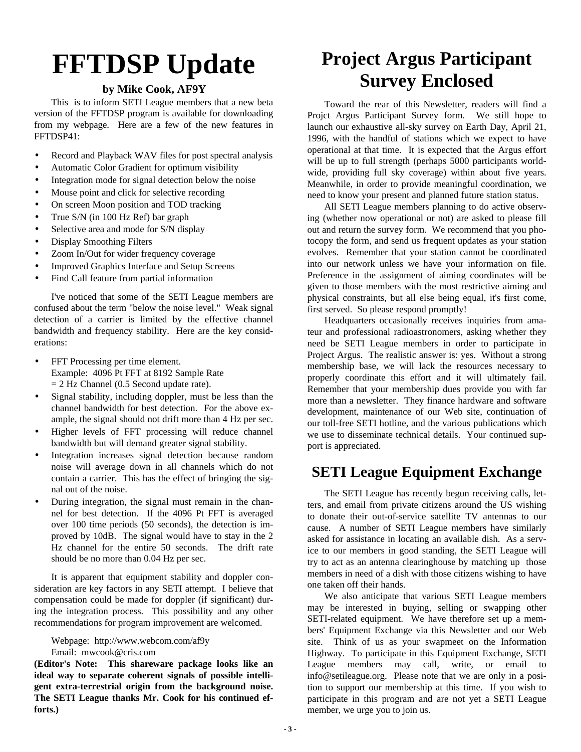# FFTDSP Update

**by Mike Cook, AF9Y**

This is to inform SETI League members that a new beta version of the FFTDSP program is available for downloading from my webpage. Here are a few of the new features in FFTDSP41:

- Record and Playback WAV files for post spectral analysis
- Automatic Color Gradient for optimum visibility
- Integration mode for signal detection below the noise
- Mouse point and click for selective recording
- On screen Moon position and TOD tracking
- True S/N (in 100 Hz Ref) bar graph
- Selective area and mode for S/N display
- Display Smoothing Filters
- Zoom In/Out for wider frequency coverage
- Improved Graphics Interface and Setup Screens
- Find Call feature from partial information

I've noticed that some of the SETI League members are confused about the term "below the noise level." Weak signal detection of a carrier is limited by the effective channel bandwidth and frequency stability. Here are the key considerations:

- FFT Processing per time element.
  Example: 4096 Pt FFT at 8192 Sample Rate
  = 2 Hz Channel (0.5 Second update rate).
- Signal stability, including doppler, must be less than the channel bandwidth for best detection. For the above example, the signal should not drift more than 4 Hz per sec.
- Higher levels of FFT processing will reduce channel bandwidth but will demand greater signal stability.
- Integration increases signal detection because random noise will average down in all channels which do not contain a carrier. This has the effect of bringing the signal out of the noise.
- During integration, the signal must remain in the channel for best detection. If the 4096 Pt FFT is averaged over 100 time periods (50 seconds), the detection is improved by 10dB. The signal would have to stay in the 2 Hz channel for the entire 50 seconds. The drift rate should be no more than 0.04 Hz per sec.

It is apparent that equipment stability and doppler consideration are key factors in any SETI attempt. I believe that compensation could be made for doppler (if significant) during the integration process. This possibility and any other recommendations for program improvement are welcomed.

Webpage: http://www.webcom.com/af9y
Email: mwcook@cris.com

**(Editor's Note: This shareware package looks like an ideal way to separate coherent signals of possible intelligent extra-terrestrial origin from the background noise. The SETI League thanks Mr. Cook for his continued efforts.)**

# Project Argus Participant Survey Enclosed

Toward the rear of this Newsletter, readers will find a Projct Argus Participant Survey form. We still hope to launch our exhaustive all-sky survey on Earth Day, April 21, 1996, with the handful of stations which we expect to have operational at that time. It is expected that the Argus effort will be up to full strength (perhaps 5000 participants worldwide, providing full sky coverage) within about five years. Meanwhile, in order to provide meaningful coordination, we need to know your present and planned future station status.

All SETI League members planning to do active observing (whether now operational or not) are asked to please fill out and return the survey form. We recommend that you photocopy the form, and send us frequent updates as your station evolves. Remember that your station cannot be coordinated into our network unless we have your information on file. Preference in the assignment of aiming coordinates will be given to those members with the most restrictive aiming and physical constraints, but all else being equal, it's first come, first served. So please respond promptly!

Headquarters occasionally receives inquiries from amateur and professional radioastronomers, asking whether they need be SETI League members in order to participate in Project Argus. The realistic answer is: yes. Without a strong membership base, we will lack the resources necessary to properly coordinate this effort and it will ultimately fail. Remember that your membership dues provide you with far more than a newsletter. They finance hardware and software development, maintenance of our Web site, continuation of our toll-free SETI hotline, and the various publications which we use to disseminate technical details. Your continued support is appreciated.

## SETI League Equipment Exchange

The SETI League has recently begun receiving calls, letters, and email from private citizens around the US wishing to donate their out-of-service satellite TV antennas to our cause. A number of SETI League members have similarly asked for assistance in locating an available dish. As a service to our members in good standing, the SETI League will try to act as an antenna clearinghouse by matching up those members in need of a dish with those citizens wishing to have one taken off their hands.

We also anticipate that various SETI League members may be interested in buying, selling or swapping other SETI-related equipment. We have therefore set up a members' Equipment Exchange via this Newsletter and our Web site. Think of us as your swapmeet on the Information Highway. To participate in this Equipment Exchange, SETI League members may call, write, or email to info@setileague.org. Please note that we are only in a position to support our membership at this time. If you wish to participate in this program and are not yet a SETI League member, we urge you to join us.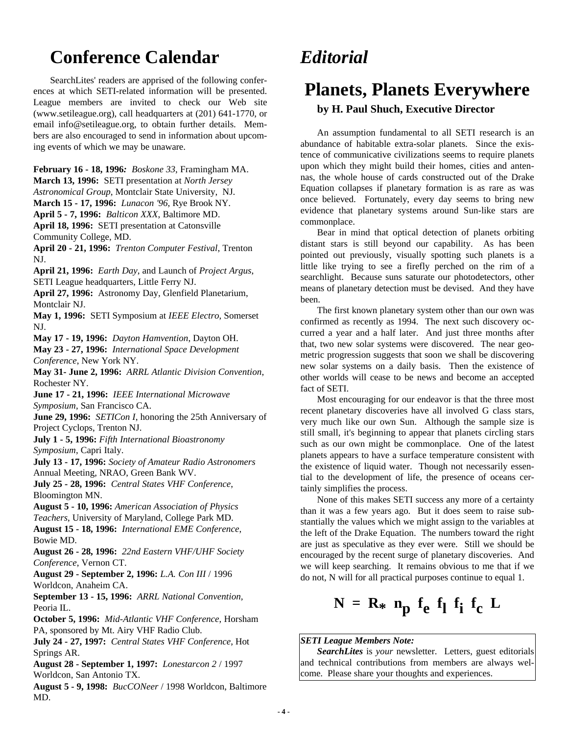# Conference Calendar

SearchLites' readers are apprised of the following conferences at which SETI-related information will be presented. League members are invited to check our Web site (www.setileague.org), call headquarters at (201) 641-1770, or email info@setileague.org, to obtain further details. Members are also encouraged to send in information about upcoming events of which we may be unaware.

**February 16 - 18, 1996:** *Boskone 33*, Framingham MA.
**March 13, 1996:** SETI presentation at *North Jersey Astronomical Group*, Montclair State University, NJ.
**March 15 - 17, 1996:** *Lunacon '96*, Rye Brook NY.
**April 5 - 7, 1996:** *Balticon XXX*, Baltimore MD.
**April 18, 1996:** SETI presentation at Catonsville Community College, MD.
**April 20 - 21, 1996:** *Trenton Computer Festival*, Trenton NJ.
**April 21, 1996:** *Earth Day*, and Launch of *Project Argus*, SETI League headquarters, Little Ferry NJ.
**April 27, 1996:** Astronomy Day, Glenfield Planetarium, Montclair NJ.
**May 1, 1996:** SETI Symposium at *IEEE Electro*, Somerset NJ.
**May 17 - 19, 1996:** *Dayton Hamvention*, Dayton OH.
**May 23 - 27, 1996:** *International Space Development Conference*, New York NY.
**May 31- June 2, 1996:** *ARRL Atlantic Division Convention*, Rochester NY.
**June 17 - 21, 1996:** *IEEE International Microwave Symposium*, San Francisco CA.
**June 29, 1996:** *SETICon I*, honoring the 25th Anniversary of Project Cyclops, Trenton NJ.
**July 1 - 5, 1996:** *Fifth International Bioastronomy Symposium*, Capri Italy.
**July 13 - 17, 1996:** *Society of Amateur Radio Astronomers* Annual Meeting, NRAO, Green Bank WV.
**July 25 - 28, 1996:** *Central States VHF Conference*, Bloomington MN.
**August 5 - 10, 1996:** *American Association of Physics Teachers*, University of Maryland, College Park MD.
**August 15 - 18, 1996:** *International EME Conference*, Bowie MD.
**August 26 - 28, 1996:** *22nd Eastern VHF/UHF Society Conference*, Vernon CT.
**August 29 - September 2, 1996:** *L.A. Con III* / 1996 Worldcon, Anaheim CA.
**September 13 - 15, 1996:** *ARRL National Convention*, Peoria IL.
**October 5, 1996:** *Mid-Atlantic VHF Conference*, Horsham PA, sponsored by Mt. Airy VHF Radio Club.
**July 24 - 27, 1997:** *Central States VHF Conference*, Hot Springs AR.
**August 28 - September 1, 1997:** *Lonestarcon 2* / 1997 Worldcon, San Antonio TX.
**August 5 - 9, 1998:** *BucCONeer* / 1998 Worldcon, Baltimore MD.

# *Editorial*

## Planets, Planets Everywhere

**by H. Paul Shuch, Executive Director**

An assumption fundamental to all SETI research is an abundance of habitable extra-solar planets. Since the existence of communicative civilizations seems to require planets upon which they might build their homes, cities and antennas, the whole house of cards constructed out of the Drake Equation collapses if planetary formation is as rare as was once believed. Fortunately, every day seems to bring new evidence that planetary systems around Sun-like stars are commonplace.

Bear in mind that optical detection of planets orbiting distant stars is still beyond our capability. As has been pointed out previously, visually spotting such planets is a little like trying to see a firefly perched on the rim of a searchlight. Because suns saturate our photodetectors, other means of planetary detection must be devised. And they have been.

The first known planetary system other than our own was confirmed as recently as 1994. The next such discovery occurred a year and a half later. And just three months after that, two new solar systems were discovered. The near geometric progression suggests that soon we shall be discovering new solar systems on a daily basis. Then the existence of other worlds will cease to be news and become an accepted fact of SETI.

Most encouraging for our endeavor is that the three most recent planetary discoveries have all involved G class stars, very much like our own Sun. Although the sample size is still small, it's beginning to appear that planets circling stars such as our own might be commonplace. One of the latest planets appears to have a surface temperature consistent with the existence of liquid water. Though not necessarily essential to the development of life, the presence of oceans certainly simplifies the process.

None of this makes SETI success any more of a certainty than it was a few years ago. But it does seem to raise substantially the values which we might assign to the variables at the left of the Drake Equation. The numbers toward the right are just as speculative as they ever were. Still we should be encouraged by the recent surge of planetary discoveries. And we will keep searching. It remains obvious to me that if we do not, N will for all practical purposes continue to equal 1.

$$N = R_* \, n_p \, f_e \, f_l \, f_i \, f_c \, L$$

***SETI League Members Note:***

***SearchLites*** is *your* newsletter. Letters, guest editorials and technical contributions from members are always welcome. Please share your thoughts and experiences.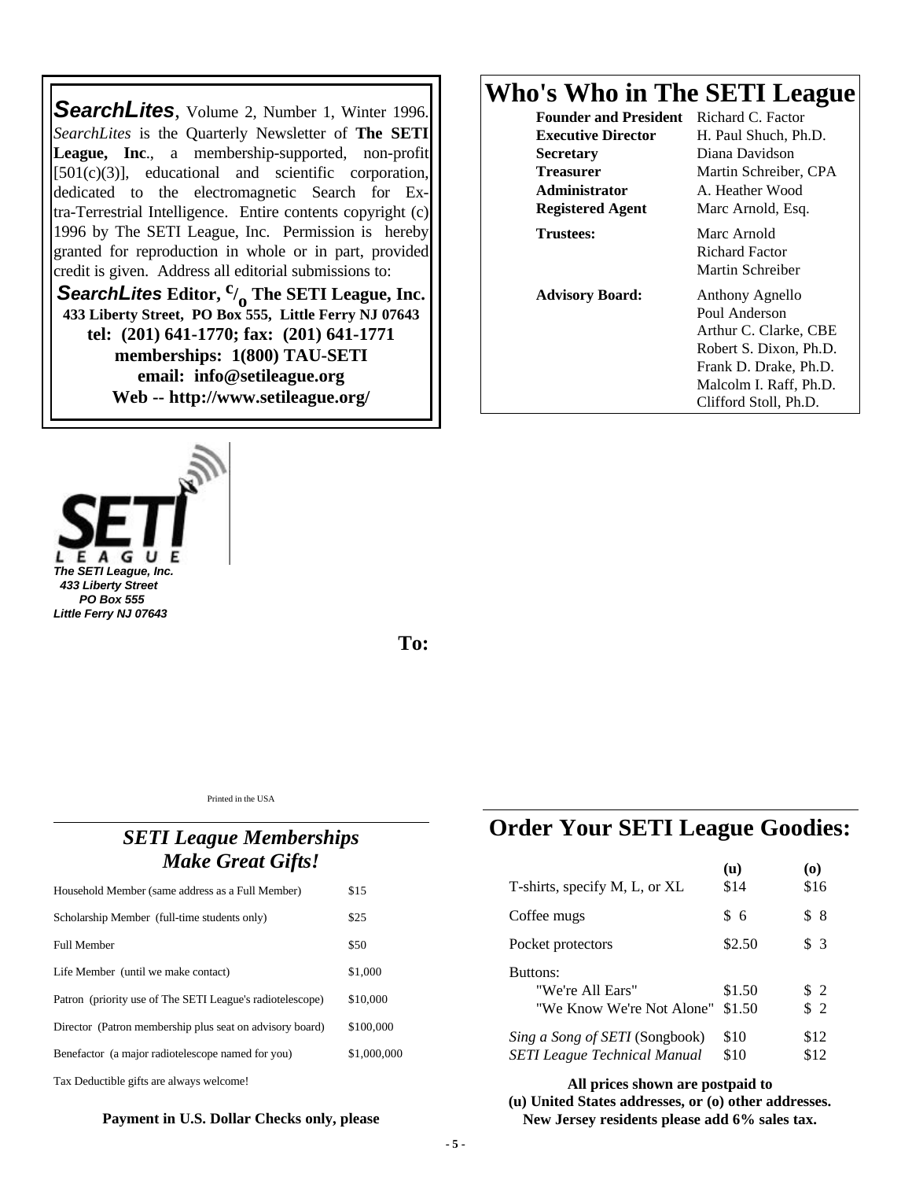***SearchLites***, Volume 2, Number 1, Winter 1996. *SearchLites* is the Quarterly Newsletter of **The SETI League, Inc**., a membership-supported, non-profit [501(c)(3)], educational and scientific corporation, dedicated to the electromagnetic Search for Extra-Terrestrial Intelligence. Entire contents copyright (c) 1996 by The SETI League, Inc. Permission is hereby granted for reproduction in whole or in part, provided credit is given. Address all editorial submissions to:

**SearchLites Editor, c/o The SETI League, Inc.**
**433 Liberty Street, PO Box 555, Little Ferry NJ 07643**
**tel: (201) 641-1770; fax: (201) 641-1771**
**memberships: 1(800) TAU-SETI**
**email: info@setileague.org**
**Web -- http://www.setileague.org/**

# Who's Who in The SETI League

| | |
|---|---|
| **Founder and President** | Richard C. Factor |
| **Executive Director** | H. Paul Shuch, Ph.D. |
| **Secretary** | Diana Davidson |
| **Treasurer** | Martin Schreiber, CPA |
| **Administrator** | A. Heather Wood |
| **Registered Agent** | Marc Arnold, Esq. |
| **Trustees:** | Marc Arnold<br>Richard Factor<br>Martin Schreiber |
| **Advisory Board:** | Anthony Agnello<br>Poul Anderson<br>Arthur C. Clarke, CBE<br>Robert S. Dixon, Ph.D.<br>Frank D. Drake, Ph.D.<br>Malcolm I. Raff, Ph.D.<br>Clifford Stoll, Ph.D. |

SETI LEAGUE
***The SETI League, Inc.***
***433 Liberty Street***
***PO Box 555***
***Little Ferry NJ 07643***

**To:**

Printed in the USA

## *SETI League Memberships Make Great Gifts!*

| | |
|---|---|
| Household Member (same address as a Full Member) | $15 |
| Scholarship Member (full-time students only) | $25 |
| Full Member | $50 |
| Life Member (until we make contact) | $1,000 |
| Patron (priority use of The SETI League's radiotelescope) | $10,000 |
| Director (Patron membership plus seat on advisory board) | $100,000 |
| Benefactor (a major radiotelescope named for you) | $1,000,000 |

Tax Deductible gifts are always welcome!

**Payment in U.S. Dollar Checks only, please**

## Order Your SETI League Goodies:

| | **(u)** | **(o)** |
|---|---|---|
| T-shirts, specify M, L, or XL | $14 | $16 |
| Coffee mugs | $ 6 | $ 8 |
| Pocket protectors | $2.50 | $ 3 |
| Buttons: | | |
| "We're All Ears" | $1.50 | $ 2 |
| "We Know We're Not Alone" | $1.50 | $ 2 |
| *Sing a Song of SETI* (Songbook) | $10 | $12 |
| *SETI League Technical Manual* | $10 | $12 |

**All prices shown are postpaid to**
**(u) United States addresses, or (o) other addresses.**
**New Jersey residents please add 6% sales tax.**